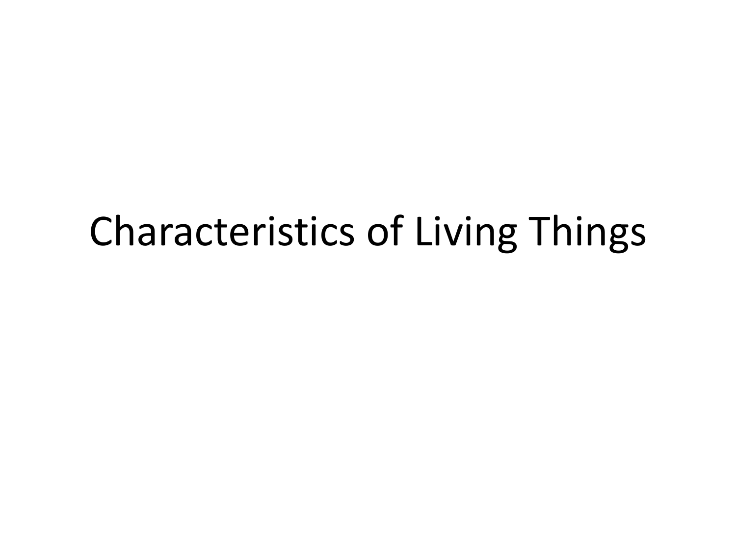# Characteristics of Living Things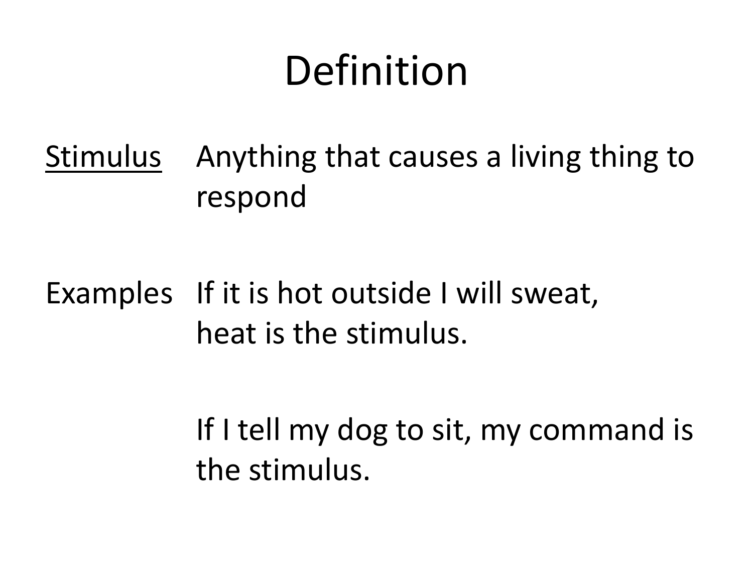# Definition

<u>Stimulus</u> Anything that causes a living thing to respond

Examples If it is hot outside I will sweat, heat is the stimulus.

If I tell my dog to sit, my command is the stimulus.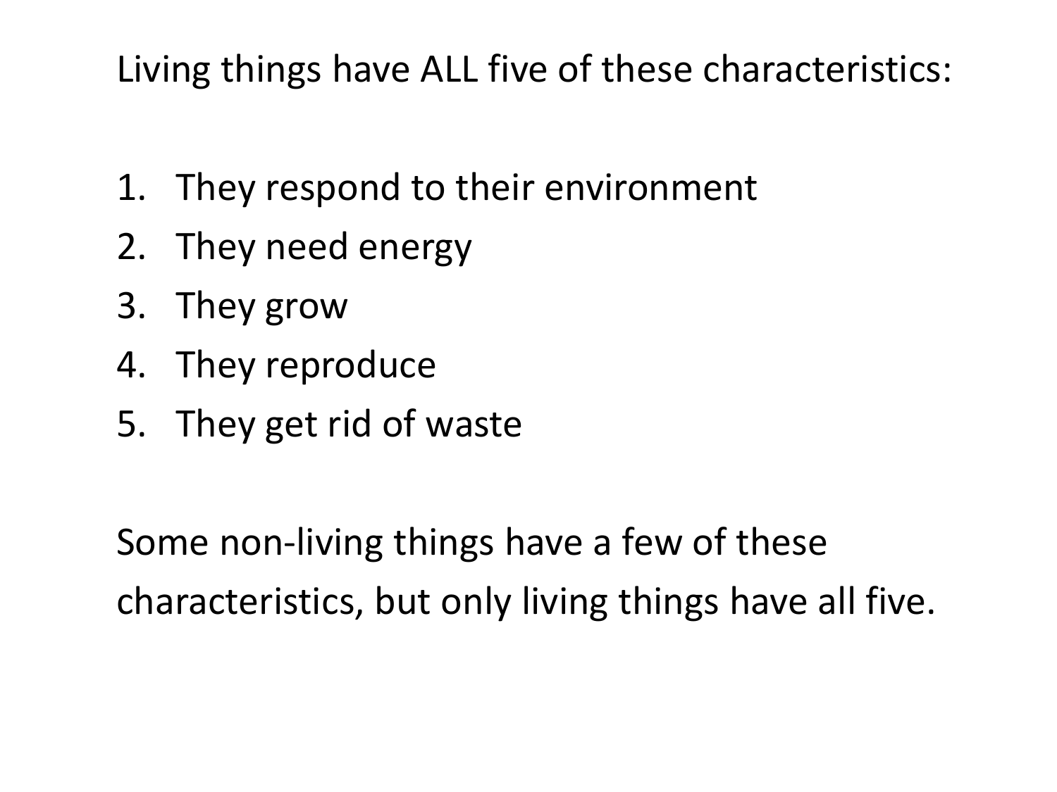Living things have ALL five of these characteristics:

1. They respond to their environment
2. They need energy
3. They grow
4. They reproduce
5. They get rid of waste

Some non-living things have a few of these characteristics, but only living things have all five.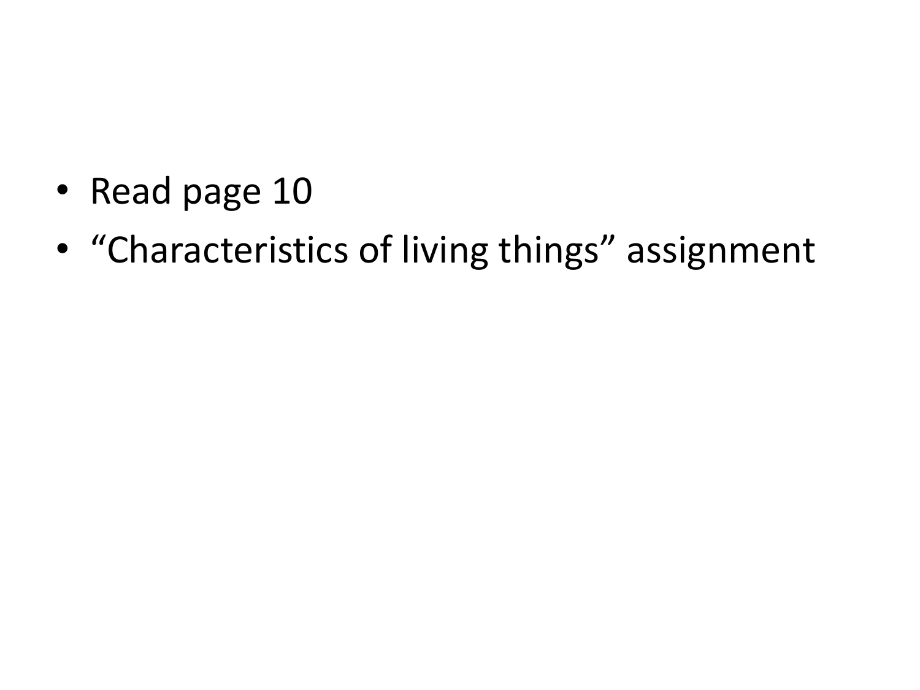- Read page 10
- “Characteristics of living things” assignment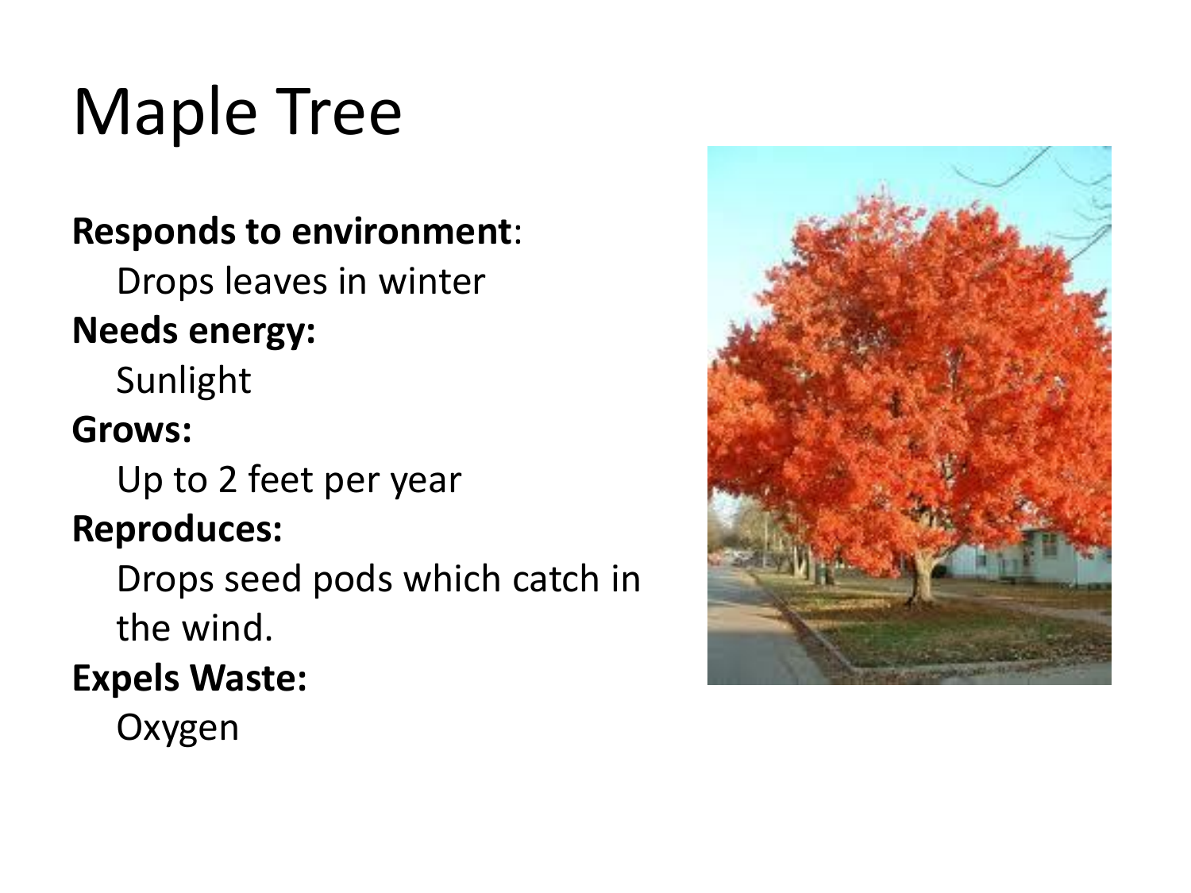# Maple Tree

**Responds to environment**:

Drops leaves in winter

**Needs energy:**

Sunlight

**Grows:**

Up to 2 feet per year

**Reproduces:**

Drops seed pods which catch in the wind.

**Expels Waste:**

Oxygen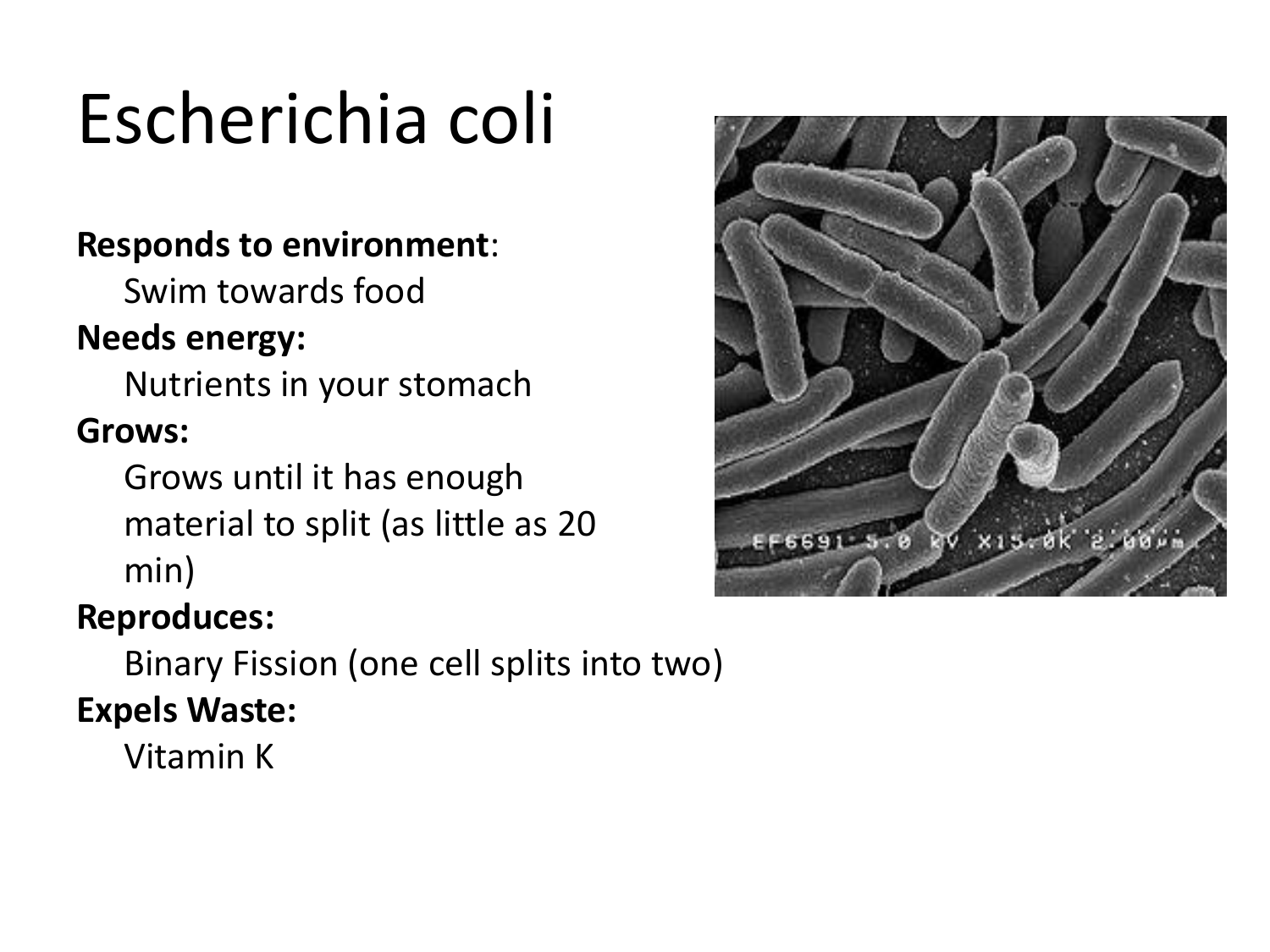# Escherichia coli

**Responds to environment**:

Swim towards food

**Needs energy:**

Nutrients in your stomach

**Grows:**

Grows until it has enough material to split (as little as 20 min)

**Reproduces:**

Binary Fission (one cell splits into two)

**Expels Waste:**

Vitamin K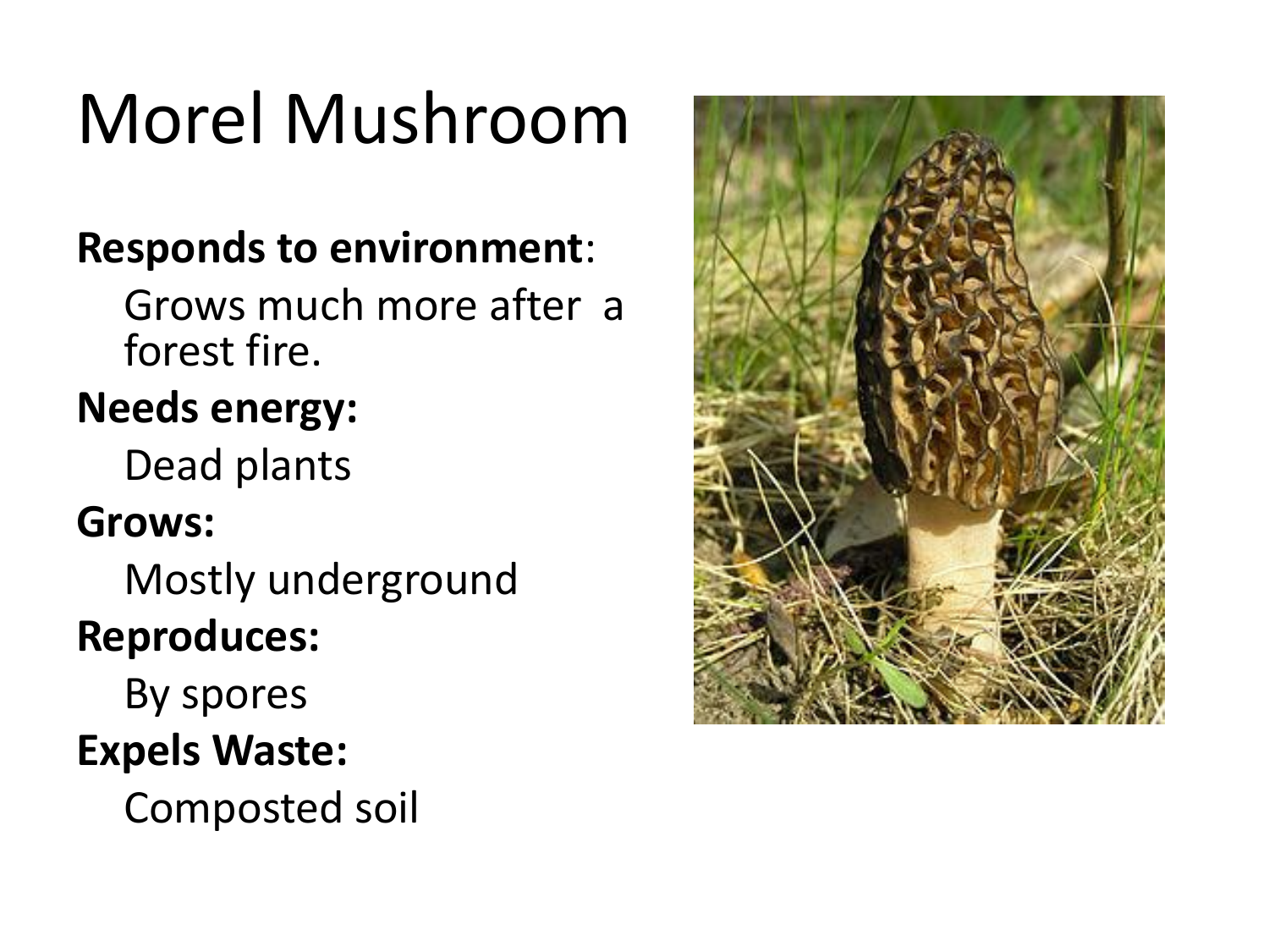# Morel Mushroom

**Responds to environment**:

Grows much more after a forest fire.

**Needs energy:**

Dead plants

**Grows:**

Mostly underground

**Reproduces:**

By spores

**Expels Waste:**

Composted soil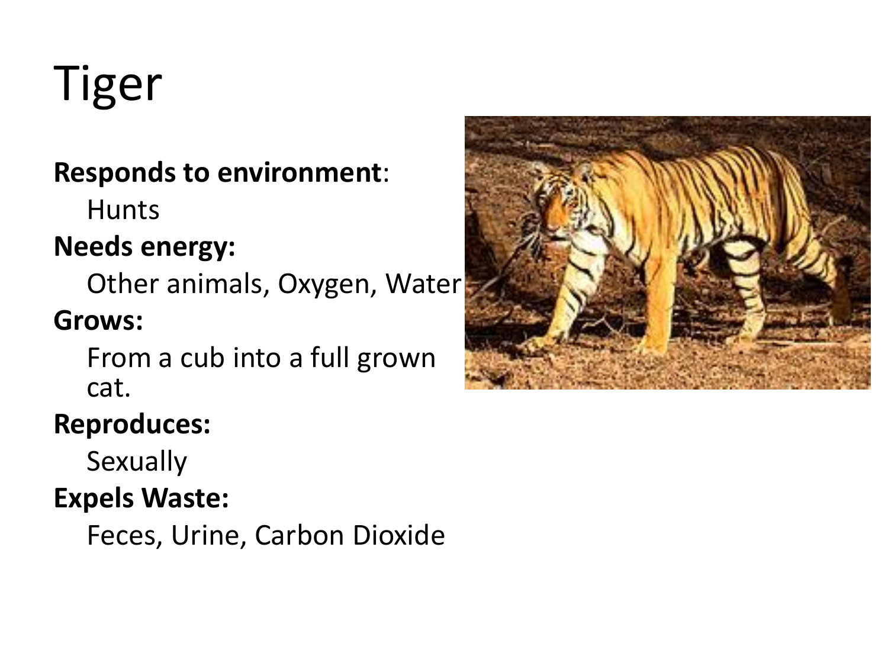# Tiger

**Responds to environment**:

Hunts

**Needs energy:**

Other animals, Oxygen, Water

**Grows:**

From a cub into a full grown cat.

**Reproduces:**

Sexually

**Expels Waste:**

Feces, Urine, Carbon Dioxide